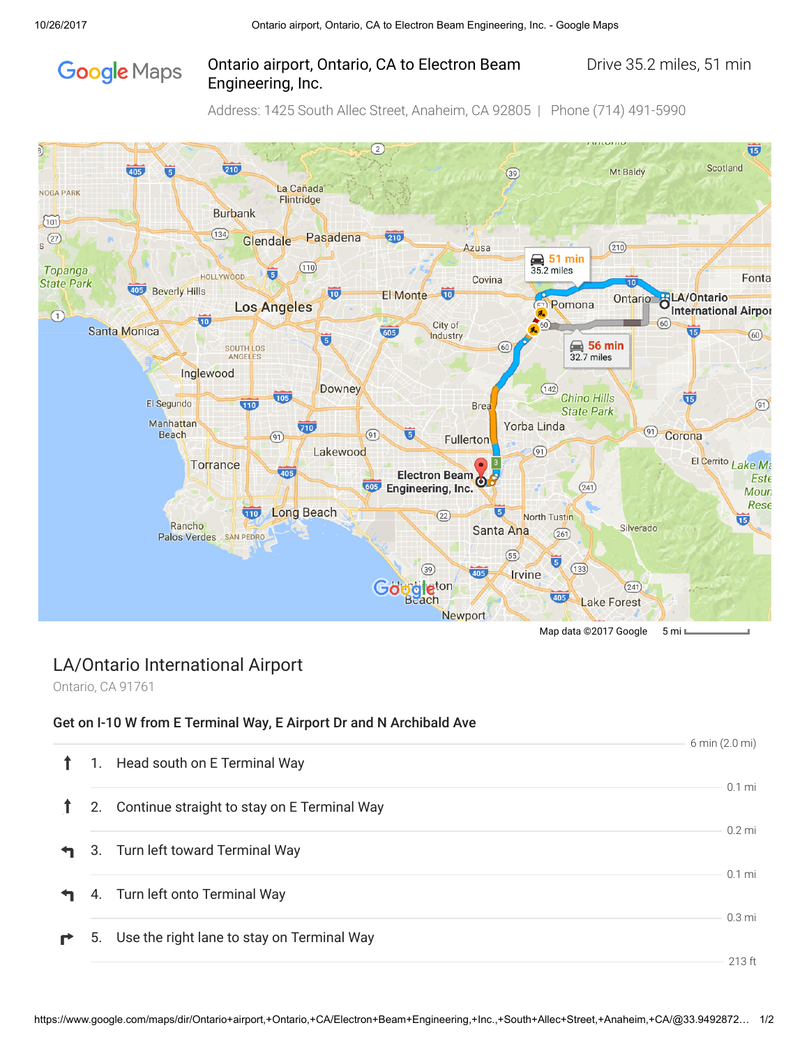# Ontario airport, Ontario, CA to Electron Beam Engineering, Inc.

Drive 35.2 miles, 51 min

Address: 1425 South Allec Street, Anaheim, CA 92805 | Phone (714) 491-5990

Map data ©2017 Google    5 mi

## LA/Ontario International Airport

Ontario, CA 91761

**Get on I-10 W from E Terminal Way, E Airport Dr and N Archibald Ave**

6 min (2.0 mi)

1. Head south on E Terminal Way

   0.1 mi

2. Continue straight to stay on E Terminal Way

   0.2 mi

3. Turn left toward Terminal Way

   0.1 mi

4. Turn left onto Terminal Way

   0.3 mi

5. Use the right lane to stay on Terminal Way

   213 ft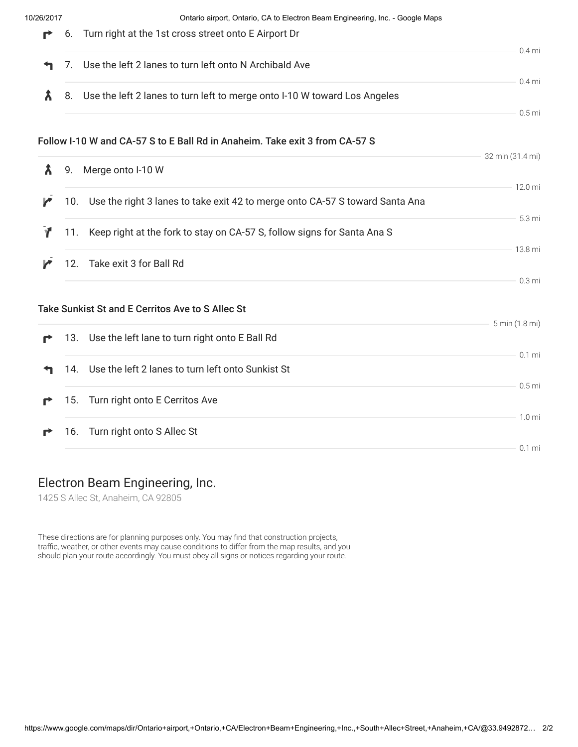6. Turn right at the 1st cross street onto E Airport Dr

0.4 mi

7. Use the left 2 lanes to turn left onto N Archibald Ave

0.4 mi

8. Use the left 2 lanes to turn left to merge onto I-10 W toward Los Angeles

0.5 mi

### Follow I-10 W and CA-57 S to E Ball Rd in Anaheim. Take exit 3 from CA-57 S

32 min (31.4 mi)

9. Merge onto I-10 W

12.0 mi

10. Use the right 3 lanes to take exit 42 to merge onto CA-57 S toward Santa Ana

5.3 mi

11. Keep right at the fork to stay on CA-57 S, follow signs for Santa Ana S

13.8 mi

12. Take exit 3 for Ball Rd

0.3 mi

### Take Sunkist St and E Cerritos Ave to S Allec St

5 min (1.8 mi)

13. Use the left lane to turn right onto E Ball Rd

0.1 mi

14. Use the left 2 lanes to turn left onto Sunkist St

0.5 mi

15. Turn right onto E Cerritos Ave

1.0 mi

16. Turn right onto S Allec St

0.1 mi

## Electron Beam Engineering, Inc.

1425 S Allec St, Anaheim, CA 92805

These directions are for planning purposes only. You may find that construction projects, traffic, weather, or other events may cause conditions to differ from the map results, and you should plan your route accordingly. You must obey all signs or notices regarding your route.